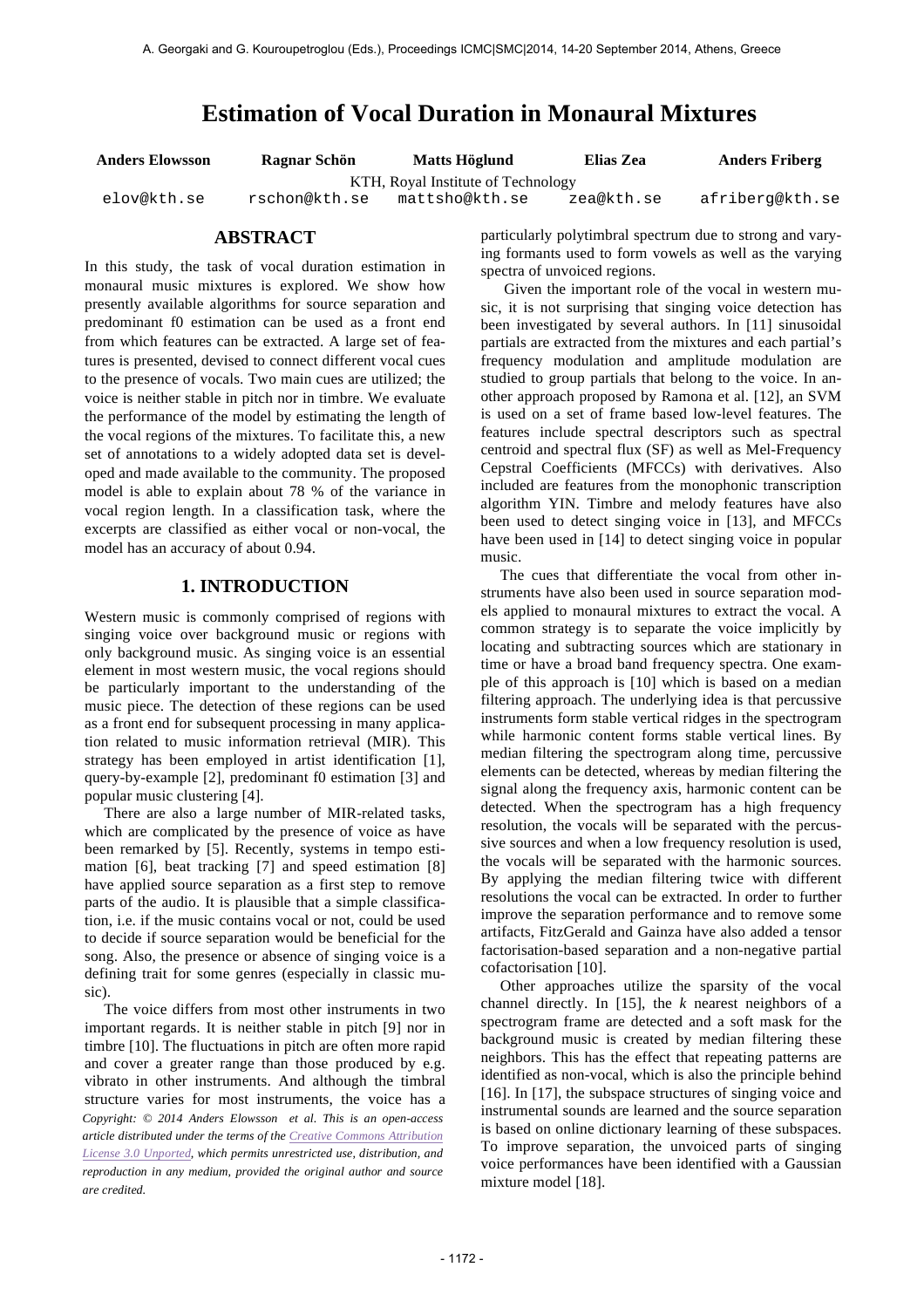# Estimation of Vocal Duration in Monaural Mixtures

| Anders Elowsson | Ragnar Schön | Matts Höglund | Elias Zea | Anders Friberg |
|---|---|---|---|---|
| elov@kth.se | rschon@kth.se | mattsho@kth.se | zea@kth.se | afriberg@kth.se |

KTH, Royal Institute of Technology

## ABSTRACT

In this study, the task of vocal duration estimation in monaural music mixtures is explored. We show how presently available algorithms for source separation and predominant f0 estimation can be used as a front end from which features can be extracted. A large set of features is presented, devised to connect different vocal cues to the presence of vocals. Two main cues are utilized; the voice is neither stable in pitch nor in timbre. We evaluate the performance of the model by estimating the length of the vocal regions of the mixtures. To facilitate this, a new set of annotations to a widely adopted data set is developed and made available to the community. The proposed model is able to explain about 78 % of the variance in vocal region length. In a classification task, where the excerpts are classified as either vocal or non-vocal, the model has an accuracy of about 0.94.

## 1. INTRODUCTION

Western music is commonly comprised of regions with singing voice over background music or regions with only background music. As singing voice is an essential element in most western music, the vocal regions should be particularly important to the understanding of the music piece. The detection of these regions can be used as a front end for subsequent processing in many application related to music information retrieval (MIR). This strategy has been employed in artist identification [1], query-by-example [2], predominant f0 estimation [3] and popular music clustering [4].

There are also a large number of MIR-related tasks, which are complicated by the presence of voice as have been remarked by [5]. Recently, systems in tempo estimation [6], beat tracking [7] and speed estimation [8] have applied source separation as a first step to remove parts of the audio. It is plausible that a simple classification, i.e. if the music contains vocal or not, could be used to decide if source separation would be beneficial for the song. Also, the presence or absence of singing voice is a defining trait for some genres (especially in classic music).

The voice differs from most other instruments in two important regards. It is neither stable in pitch [9] nor in timbre [10]. The fluctuations in pitch are often more rapid and cover a greater range than those produced by e.g. vibrato in other instruments. And although the timbral structure varies for most instruments, the voice has a particularly polytimbral spectrum due to strong and varying formants used to form vowels as well as the varying spectra of unvoiced regions.

Given the important role of the vocal in western music, it is not surprising that singing voice detection has been investigated by several authors. In [11] sinusoidal partials are extracted from the mixtures and each partial's frequency modulation and amplitude modulation are studied to group partials that belong to the voice. In another approach proposed by Ramona et al. [12], an SVM is used on a set of frame based low-level features. The features include spectral descriptors such as spectral centroid and spectral flux (SF) as well as Mel-Frequency Cepstral Coefficients (MFCCs) with derivatives. Also included are features from the monophonic transcription algorithm YIN. Timbre and melody features have also been used to detect singing voice in [13], and MFCCs have been used in [14] to detect singing voice in popular music.

The cues that differentiate the vocal from other instruments have also been used in source separation models applied to monaural mixtures to extract the vocal. A common strategy is to separate the voice implicitly by locating and subtracting sources which are stationary in time or have a broad band frequency spectra. One example of this approach is [10] which is based on a median filtering approach. The underlying idea is that percussive instruments form stable vertical ridges in the spectrogram while harmonic content forms stable vertical lines. By median filtering the spectrogram along time, percussive elements can be detected, whereas by median filtering the signal along the frequency axis, harmonic content can be detected. When the spectrogram has a high frequency resolution, the vocals will be separated with the percussive sources and when a low frequency resolution is used, the vocals will be separated with the harmonic sources. By applying the median filtering twice with different resolutions the vocal can be extracted. In order to further improve the separation performance and to remove some artifacts, FitzGerald and Gainza have also added a tensor factorisation-based separation and a non-negative partial cofactorisation [10].

Other approaches utilize the sparsity of the vocal channel directly. In [15], the *k* nearest neighbors of a spectrogram frame are detected and a soft mask for the background music is created by median filtering these neighbors. This has the effect that repeating patterns are identified as non-vocal, which is also the principle behind [16]. In [17], the subspace structures of singing voice and instrumental sounds are learned and the source separation is based on online dictionary learning of these subspaces. To improve separation, the unvoiced parts of singing voice performances have been identified with a Gaussian mixture model [18].

*Copyright: © 2014 Anders Elowsson et al. This is an open-access article distributed under the terms of the Creative Commons Attribution License 3.0 Unported, which permits unrestricted use, distribution, and reproduction in any medium, provided the original author and source are credited.*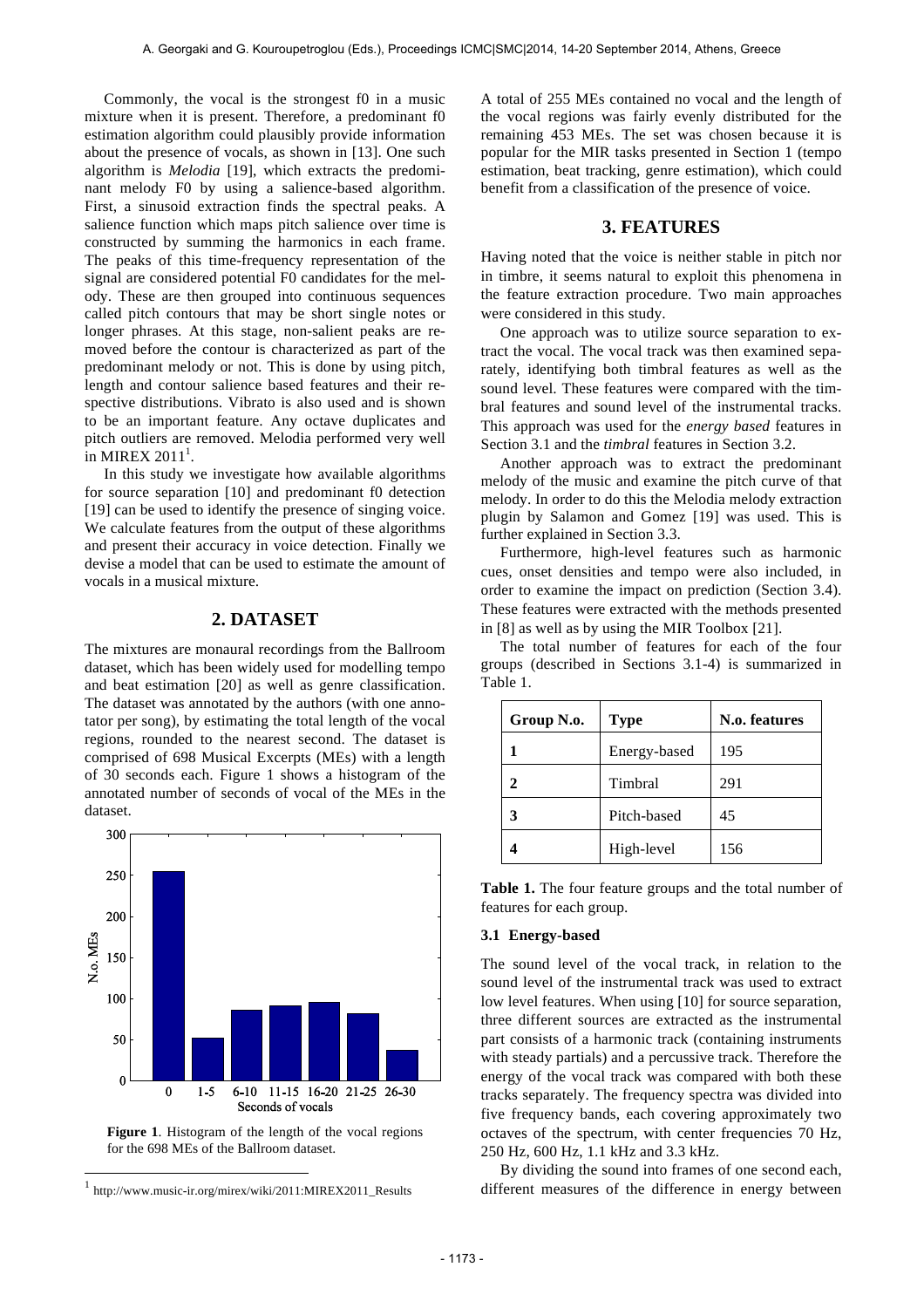Commonly, the vocal is the strongest f0 in a music mixture when it is present. Therefore, a predominant f0 estimation algorithm could plausibly provide information about the presence of vocals, as shown in [13]. One such algorithm is *Melodia* [19], which extracts the predominant melody F0 by using a salience-based algorithm. First, a sinusoid extraction finds the spectral peaks. A salience function which maps pitch salience over time is constructed by summing the harmonics in each frame. The peaks of this time-frequency representation of the signal are considered potential F0 candidates for the melody. These are then grouped into continuous sequences called pitch contours that may be short single notes or longer phrases. At this stage, non-salient peaks are removed before the contour is characterized as part of the predominant melody or not. This is done by using pitch, length and contour salience based features and their respective distributions. Vibrato is also used and is shown to be an important feature. Any octave duplicates and pitch outliers are removed. Melodia performed very well in MIREX 2011[1].

In this study we investigate how available algorithms for source separation [10] and predominant f0 detection [19] can be used to identify the presence of singing voice. We calculate features from the output of these algorithms and present their accuracy in voice detection. Finally we devise a model that can be used to estimate the amount of vocals in a musical mixture.

## 2. DATASET

The mixtures are monaural recordings from the Ballroom dataset, which has been widely used for modelling tempo and beat estimation [20] as well as genre classification. The dataset was annotated by the authors (with one annotator per song), by estimating the total length of the vocal regions, rounded to the nearest second. The dataset is comprised of 698 Musical Excerpts (MEs) with a length of 30 seconds each. Figure 1 shows a histogram of the annotated number of seconds of vocal of the MEs in the dataset.

**Figure 1**. Histogram of the length of the vocal regions for the 698 MEs of the Ballroom dataset.

A total of 255 MEs contained no vocal and the length of the vocal regions was fairly evenly distributed for the remaining 453 MEs. The set was chosen because it is popular for the MIR tasks presented in Section 1 (tempo estimation, beat tracking, genre estimation), which could benefit from a classification of the presence of voice.

## 3. FEATURES

Having noted that the voice is neither stable in pitch nor in timbre, it seems natural to exploit this phenomena in the feature extraction procedure. Two main approaches were considered in this study.

One approach was to utilize source separation to extract the vocal. The vocal track was then examined separately, identifying both timbral features as well as the sound level. These features were compared with the timbral features and sound level of the instrumental tracks. This approach was used for the *energy based* features in Section 3.1 and the *timbral* features in Section 3.2.

Another approach was to extract the predominant melody of the music and examine the pitch curve of that melody. In order to do this the Melodia melody extraction plugin by Salamon and Gomez [19] was used. This is further explained in Section 3.3.

Furthermore, high-level features such as harmonic cues, onset densities and tempo were also included, in order to examine the impact on prediction (Section 3.4). These features were extracted with the methods presented in [8] as well as by using the MIR Toolbox [21].

The total number of features for each of the four groups (described in Sections 3.1-4) is summarized in Table 1.

| Group N.o. | Type | N.o. features |
|---|---|---|
| **1** | Energy-based | 195 |
| **2** | Timbral | 291 |
| **3** | Pitch-based | 45 |
| **4** | High-level | 156 |

**Table 1.** The four feature groups and the total number of features for each group.

### 3.1 Energy-based

The sound level of the vocal track, in relation to the sound level of the instrumental track was used to extract low level features. When using [10] for source separation, three different sources are extracted as the instrumental part consists of a harmonic track (containing instruments with steady partials) and a percussive track. Therefore the energy of the vocal track was compared with both these tracks separately. The frequency spectra was divided into five frequency bands, each covering approximately two octaves of the spectrum, with center frequencies 70 Hz, 250 Hz, 600 Hz, 1.1 kHz and 3.3 kHz.

By dividing the sound into frames of one second each, different measures of the difference in energy between

[1] http://www.music-ir.org/mirex/wiki/2011:MIREX2011_Results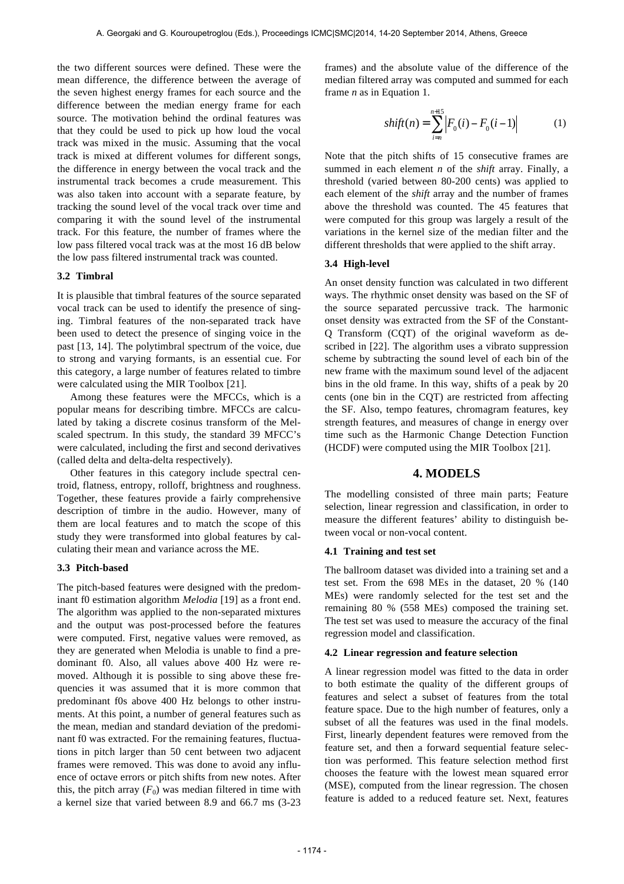the two different sources were defined. These were the mean difference, the difference between the average of the seven highest energy frames for each source and the difference between the median energy frame for each source. The motivation behind the ordinal features was that they could be used to pick up how loud the vocal track was mixed in the music. Assuming that the vocal track is mixed at different volumes for different songs, the difference in energy between the vocal track and the instrumental track becomes a crude measurement. This was also taken into account with a separate feature, by tracking the sound level of the vocal track over time and comparing it with the sound level of the instrumental track. For this feature, the number of frames where the low pass filtered vocal track was at the most 16 dB below the low pass filtered instrumental track was counted.

### 3.2 Timbral

It is plausible that timbral features of the source separated vocal track can be used to identify the presence of singing. Timbral features of the non-separated track have been used to detect the presence of singing voice in the past [13, 14]. The polytimbral spectrum of the voice, due to strong and varying formants, is an essential cue. For this category, a large number of features related to timbre were calculated using the MIR Toolbox [21].

Among these features were the MFCCs, which is a popular means for describing timbre. MFCCs are calculated by taking a discrete cosinus transform of the Mel-scaled spectrum. In this study, the standard 39 MFCC's were calculated, including the first and second derivatives (called delta and delta-delta respectively).

Other features in this category include spectral centroid, flatness, entropy, rolloff, brightness and roughness. Together, these features provide a fairly comprehensive description of timbre in the audio. However, many of them are local features and to match the scope of this study they were transformed into global features by calculating their mean and variance across the ME.

### 3.3 Pitch-based

The pitch-based features were designed with the predominant f0 estimation algorithm *Melodia* [19] as a front end. The algorithm was applied to the non-separated mixtures and the output was post-processed before the features were computed. First, negative values were removed, as they are generated when Melodia is unable to find a predominant f0. Also, all values above 400 Hz were removed. Although it is possible to sing above these frequencies it was assumed that it is more common that predominant f0s above 400 Hz belongs to other instruments. At this point, a number of general features such as the mean, median and standard deviation of the predominant f0 was extracted. For the remaining features, fluctuations in pitch larger than 50 cent between two adjacent frames were removed. This was done to avoid any influence of octave errors or pitch shifts from new notes. After this, the pitch array ($F_0$) was median filtered in time with a kernel size that varied between 8.9 and 66.7 ms (3-23 frames) and the absolute value of the difference of the median filtered array was computed and summed for each frame *n* as in Equation 1.

$$shift(n) = \sum_{i=n}^{n+15} \left| F_0(i) - F_0(i-1) \right| \tag{1}$$

Note that the pitch shifts of 15 consecutive frames are summed in each element *n* of the *shift* array. Finally, a threshold (varied between 80-200 cents) was applied to each element of the *shift* array and the number of frames above the threshold was counted. The 45 features that were computed for this group was largely a result of the variations in the kernel size of the median filter and the different thresholds that were applied to the shift array.

### 3.4 High-level

An onset density function was calculated in two different ways. The rhythmic onset density was based on the SF of the source separated percussive track. The harmonic onset density was extracted from the SF of the Constant-Q Transform (CQT) of the original waveform as described in [22]. The algorithm uses a vibrato suppression scheme by subtracting the sound level of each bin of the new frame with the maximum sound level of the adjacent bins in the old frame. In this way, shifts of a peak by 20 cents (one bin in the CQT) are restricted from affecting the SF. Also, tempo features, chromagram features, key strength features, and measures of change in energy over time such as the Harmonic Change Detection Function (HCDF) were computed using the MIR Toolbox [21].

## 4. MODELS

The modelling consisted of three main parts; Feature selection, linear regression and classification, in order to measure the different features' ability to distinguish between vocal or non-vocal content.

### 4.1 Training and test set

The ballroom dataset was divided into a training set and a test set. From the 698 MEs in the dataset, 20 % (140 MEs) were randomly selected for the test set and the remaining 80 % (558 MEs) composed the training set. The test set was used to measure the accuracy of the final regression model and classification.

### 4.2 Linear regression and feature selection

A linear regression model was fitted to the data in order to both estimate the quality of the different groups of features and select a subset of features from the total feature space. Due to the high number of features, only a subset of all the features was used in the final models. First, linearly dependent features were removed from the feature set, and then a forward sequential feature selection was performed. This feature selection method first chooses the feature with the lowest mean squared error (MSE), computed from the linear regression. The chosen feature is added to a reduced feature set. Next, features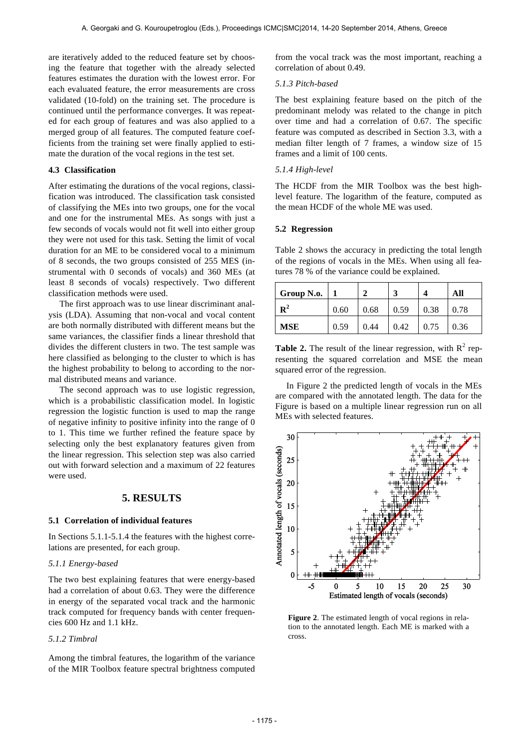are iteratively added to the reduced feature set by choosing the feature that together with the already selected features estimates the duration with the lowest error. For each evaluated feature, the error measurements are cross validated (10-fold) on the training set. The procedure is continued until the performance converges. It was repeated for each group of features and was also applied to a merged group of all features. The computed feature coefficients from the training set were finally applied to estimate the duration of the vocal regions in the test set.

### 4.3 Classification

After estimating the durations of the vocal regions, classification was introduced. The classification task consisted of classifying the MEs into two groups, one for the vocal and one for the instrumental MEs. As songs with just a few seconds of vocals would not fit well into either group they were not used for this task. Setting the limit of vocal duration for an ME to be considered vocal to a minimum of 8 seconds, the two groups consisted of 255 MES (instrumental with 0 seconds of vocals) and 360 MEs (at least 8 seconds of vocals) respectively. Two different classification methods were used.

The first approach was to use linear discriminant analysis (LDA). Assuming that non-vocal and vocal content are both normally distributed with different means but the same variances, the classifier finds a linear threshold that divides the different clusters in two. The test sample was here classified as belonging to the cluster to which is has the highest probability to belong to according to the normal distributed means and variance.

The second approach was to use logistic regression, which is a probabilistic classification model. In logistic regression the logistic function is used to map the range of negative infinity to positive infinity into the range of 0 to 1. This time we further refined the feature space by selecting only the best explanatory features given from the linear regression. This selection step was also carried out with forward selection and a maximum of 22 features were used.

## 5. RESULTS

### 5.1 Correlation of individual features

In Sections 5.1.1-5.1.4 the features with the highest correlations are presented, for each group.

#### *5.1.1 Energy-based*

The two best explaining features that were energy-based had a correlation of about 0.63. They were the difference in energy of the separated vocal track and the harmonic track computed for frequency bands with center frequencies 600 Hz and 1.1 kHz.

#### *5.1.2 Timbral*

Among the timbral features, the logarithm of the variance of the MIR Toolbox feature spectral brightness computed from the vocal track was the most important, reaching a correlation of about 0.49.

#### *5.1.3 Pitch-based*

The best explaining feature based on the pitch of the predominant melody was related to the change in pitch over time and had a correlation of 0.67. The specific feature was computed as described in Section 3.3, with a median filter length of 7 frames, a window size of 15 frames and a limit of 100 cents.

#### *5.1.4 High-level*

The HCDF from the MIR Toolbox was the best high-level feature. The logarithm of the feature, computed as the mean HCDF of the whole ME was used.

### 5.2 Regression

Table 2 shows the accuracy in predicting the total length of the regions of vocals in the MEs. When using all features 78 % of the variance could be explained.

| Group N.o. | 1 | 2 | 3 | 4 | All |
|---|---|---|---|---|---|
| $R^2$ | 0.60 | 0.68 | 0.59 | 0.38 | 0.78 |
| MSE | 0.59 | 0.44 | 0.42 | 0.75 | 0.36 |

**Table 2.** The result of the linear regression, with $R^2$ representing the squared correlation and MSE the mean squared error of the regression.

In Figure 2 the predicted length of vocals in the MEs are compared with the annotated length. The data for the Figure is based on a multiple linear regression run on all MEs with selected features.

**Figure 2**. The estimated length of vocal regions in relation to the annotated length. Each ME is marked with a cross.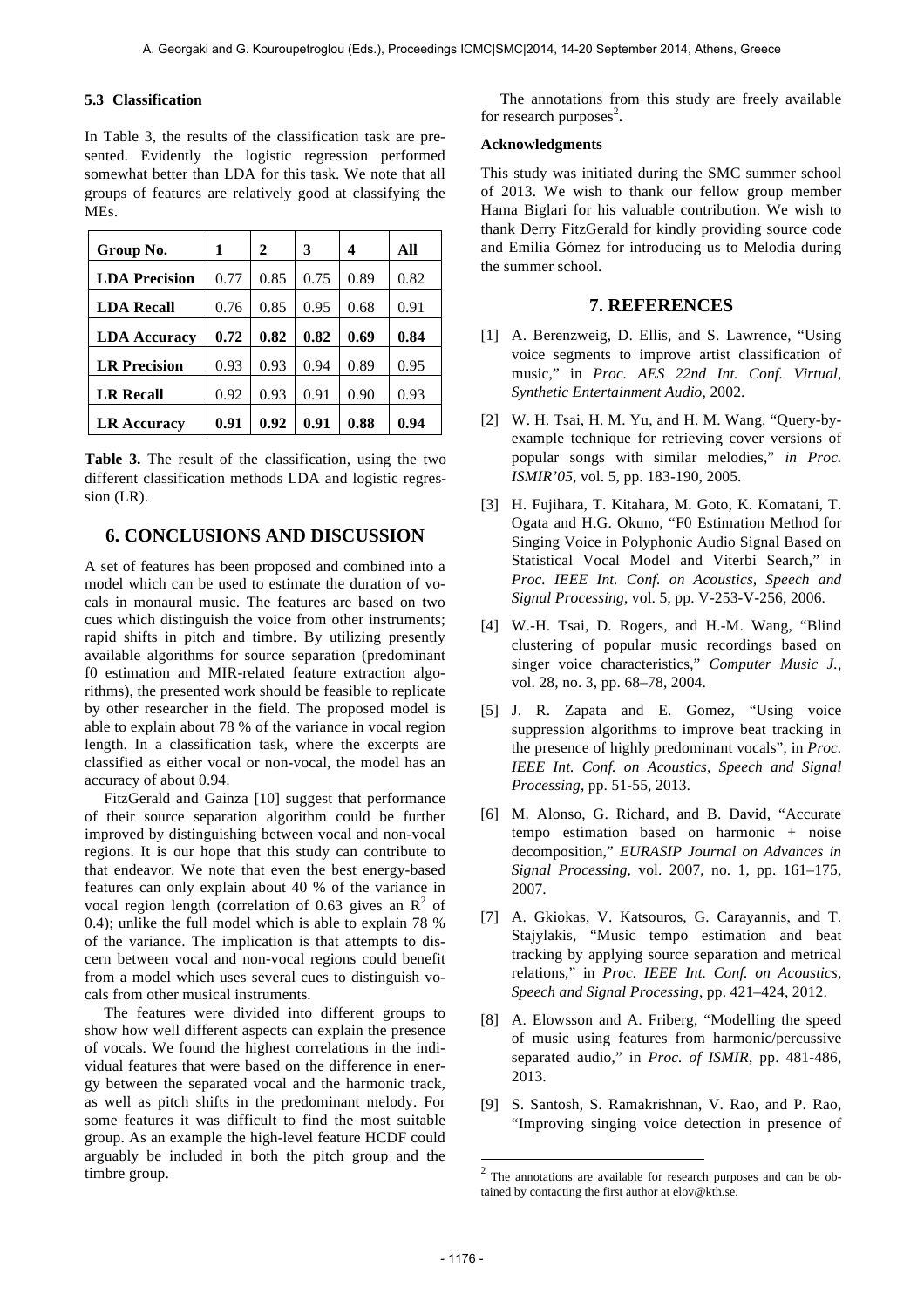### 5.3 Classification

In Table 3, the results of the classification task are presented. Evidently the logistic regression performed somewhat better than LDA for this task. We note that all groups of features are relatively good at classifying the MEs.

| Group No. | 1 | 2 | 3 | 4 | All |
|---|---|---|---|---|---|
| **LDA Precision** | 0.77 | 0.85 | 0.75 | 0.89 | 0.82 |
| **LDA Recall** | 0.76 | 0.85 | 0.95 | 0.68 | 0.91 |
| **LDA Accuracy** | **0.72** | **0.82** | **0.82** | **0.69** | **0.84** |
| **LR Precision** | 0.93 | 0.93 | 0.94 | 0.89 | 0.95 |
| **LR Recall** | 0.92 | 0.93 | 0.91 | 0.90 | 0.93 |
| **LR Accuracy** | **0.91** | **0.92** | **0.91** | **0.88** | **0.94** |

**Table 3.** The result of the classification, using the two different classification methods LDA and logistic regression (LR).

## 6. CONCLUSIONS AND DISCUSSION

A set of features has been proposed and combined into a model which can be used to estimate the duration of vocals in monaural music. The features are based on two cues which distinguish the voice from other instruments; rapid shifts in pitch and timbre. By utilizing presently available algorithms for source separation (predominant f0 estimation and MIR-related feature extraction algorithms), the presented work should be feasible to replicate by other researcher in the field. The proposed model is able to explain about 78 % of the variance in vocal region length. In a classification task, where the excerpts are classified as either vocal or non-vocal, the model has an accuracy of about 0.94.

FitzGerald and Gainza [10] suggest that performance of their source separation algorithm could be further improved by distinguishing between vocal and non-vocal regions. It is our hope that this study can contribute to that endeavor. We note that even the best energy-based features can only explain about 40 % of the variance in vocal region length (correlation of 0.63 gives an $R^2$ of 0.4); unlike the full model which is able to explain 78 % of the variance. The implication is that attempts to discern between vocal and non-vocal regions could benefit from a model which uses several cues to distinguish vocals from other musical instruments.

The features were divided into different groups to show how well different aspects can explain the presence of vocals. We found the highest correlations in the individual features that were based on the difference in energy between the separated vocal and the harmonic track, as well as pitch shifts in the predominant melody. For some features it was difficult to find the most suitable group. As an example the high-level feature HCDF could arguably be included in both the pitch group and the timbre group.

The annotations from this study are freely available for research purposes[2].

#### Acknowledgments

This study was initiated during the SMC summer school of 2013. We wish to thank our fellow group member Hama Biglari for his valuable contribution. We wish to thank Derry FitzGerald for kindly providing source code and Emilia Gómez for introducing us to Melodia during the summer school.

## 7. REFERENCES

[1] A. Berenzweig, D. Ellis, and S. Lawrence, "Using voice segments to improve artist classification of music," in *Proc. AES 22nd Int. Conf. Virtual, Synthetic Entertainment Audio*, 2002.

[2] W. H. Tsai, H. M. Yu, and H. M. Wang. "Query-by-example technique for retrieving cover versions of popular songs with similar melodies," *in Proc. ISMIR'05*, vol. 5, pp. 183-190, 2005.

[3] H. Fujihara, T. Kitahara, M. Goto, K. Komatani, T. Ogata and H.G. Okuno, "F0 Estimation Method for Singing Voice in Polyphonic Audio Signal Based on Statistical Vocal Model and Viterbi Search," in *Proc. IEEE Int. Conf. on Acoustics, Speech and Signal Processing*, vol. 5, pp. V-253-V-256, 2006.

[4] W.-H. Tsai, D. Rogers, and H.-M. Wang, "Blind clustering of popular music recordings based on singer voice characteristics," *Computer Music J.*, vol. 28, no. 3, pp. 68–78, 2004.

[5] J. R. Zapata and E. Gomez, "Using voice suppression algorithms to improve beat tracking in the presence of highly predominant vocals", in *Proc. IEEE Int. Conf. on Acoustics, Speech and Signal Processing*, pp. 51-55, 2013.

[6] M. Alonso, G. Richard, and B. David, "Accurate tempo estimation based on harmonic + noise decomposition," *EURASIP Journal on Advances in Signal Processing*, vol. 2007, no. 1, pp. 161–175, 2007.

[7] A. Gkiokas, V. Katsouros, G. Carayannis, and T. Stajylakis, "Music tempo estimation and beat tracking by applying source separation and metrical relations," in *Proc. IEEE Int. Conf. on Acoustics, Speech and Signal Processing*, pp. 421–424, 2012.

[8] A. Elowsson and A. Friberg, "Modelling the speed of music using features from harmonic/percussive separated audio," in *Proc. of ISMIR*, pp. 481-486, 2013.

[9] S. Santosh, S. Ramakrishnan, V. Rao, and P. Rao, "Improving singing voice detection in presence of

[2] The annotations are available for research purposes and can be obtained by contacting the first author at elov@kth.se.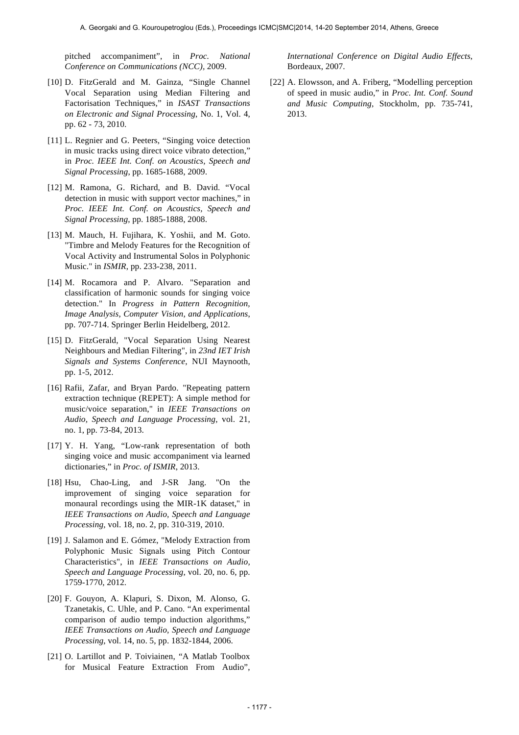pitched accompaniment", in *Proc. National Conference on Communications (NCC)*, 2009.

[10] D. FitzGerald and M. Gainza, "Single Channel Vocal Separation using Median Filtering and Factorisation Techniques," in *ISAST Transactions on Electronic and Signal Processing*, No. 1, Vol. 4, pp. 62 - 73, 2010.

[11] L. Regnier and G. Peeters, "Singing voice detection in music tracks using direct voice vibrato detection," in *Proc. IEEE Int. Conf. on Acoustics, Speech and Signal Processing*, pp. 1685-1688, 2009.

[12] M. Ramona, G. Richard, and B. David. "Vocal detection in music with support vector machines," in *Proc. IEEE Int. Conf. on Acoustics, Speech and Signal Processing*, pp. 1885-1888, 2008.

[13] M. Mauch, H. Fujihara, K. Yoshii, and M. Goto. "Timbre and Melody Features for the Recognition of Vocal Activity and Instrumental Solos in Polyphonic Music." in *ISMIR*, pp. 233-238, 2011.

[14] M. Rocamora and P. Alvaro. "Separation and classification of harmonic sounds for singing voice detection." In *Progress in Pattern Recognition, Image Analysis, Computer Vision, and Applications*, pp. 707-714. Springer Berlin Heidelberg, 2012.

[15] D. FitzGerald, "Vocal Separation Using Nearest Neighbours and Median Filtering", in *23nd IET Irish Signals and Systems Conference*, NUI Maynooth, pp. 1-5, 2012.

[16] Rafii, Zafar, and Bryan Pardo. "Repeating pattern extraction technique (REPET): A simple method for music/voice separation," in *IEEE Transactions on Audio, Speech and Language Processing*, vol. 21, no. 1, pp. 73-84, 2013.

[17] Y. H. Yang, "Low-rank representation of both singing voice and music accompaniment via learned dictionaries," in *Proc. of ISMIR*, 2013.

[18] Hsu, Chao-Ling, and J-SR Jang. "On the improvement of singing voice separation for monaural recordings using the MIR-1K dataset," in *IEEE Transactions on Audio, Speech and Language Processing*, vol. 18, no. 2, pp. 310-319, 2010.

[19] J. Salamon and E. Gómez, "Melody Extraction from Polyphonic Music Signals using Pitch Contour Characteristics", in *IEEE Transactions on Audio, Speech and Language Processing*, vol. 20, no. 6, pp. 1759-1770, 2012.

[20] F. Gouyon, A. Klapuri, S. Dixon, M. Alonso, G. Tzanetakis, C. Uhle, and P. Cano. "An experimental comparison of audio tempo induction algorithms," *IEEE Transactions on Audio, Speech and Language Processing*, vol. 14, no. 5, pp. 1832-1844, 2006.

[21] O. Lartillot and P. Toiviainen, "A Matlab Toolbox for Musical Feature Extraction From Audio", *International Conference on Digital Audio Effects*, Bordeaux, 2007.

[22] A. Elowsson, and A. Friberg, "Modelling perception of speed in music audio," in *Proc. Int. Conf. Sound and Music Computing*, Stockholm, pp. 735-741, 2013.